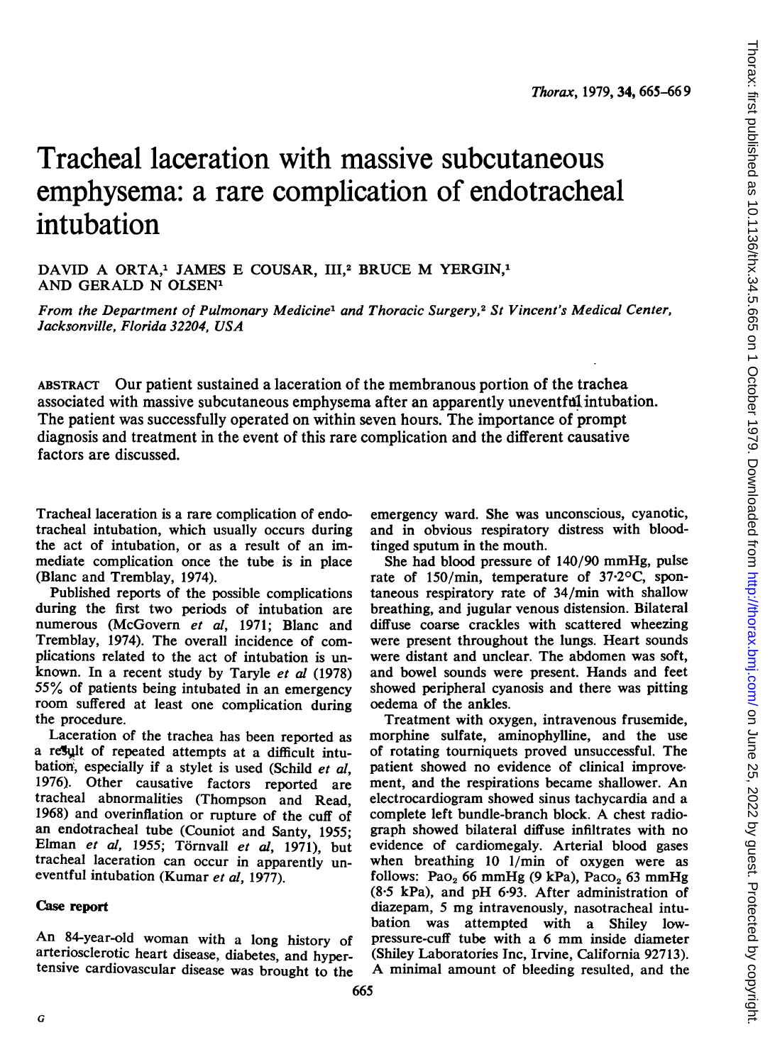# Tracheal laceration with massive subcutaneous emphysema: a rare complication of endotracheal intubation

DAVID A ORTA,[1] JAMES E COUSAR, III,[2] BRUCE M YERGIN,[1] AND GERALD N OLSEN[1]

*From the Department of Pulmonary Medicine[1] and Thoracic Surgery,[2] St Vincent's Medical Center, Jacksonville, Florida 32204, USA*

ABSTRACT Our patient sustained a laceration of the membranous portion of the trachea associated with massive subcutaneous emphysema after an apparently uneventful intubation. The patient was successfully operated on within seven hours. The importance of prompt diagnosis and treatment in the event of this rare complication and the different causative factors are discussed.

Tracheal laceration is a rare complication of endotracheal intubation, which usually occurs during the act of intubation, or as a result of an immediate complication once the tube is in place (Blanc and Tremblay, 1974).

Published reports of the possible complications during the first two periods of intubation are numerous (McGovern *et al*, 1971; Blanc and Tremblay, 1974). The overall incidence of complications related to the act of intubation is unknown. In a recent study by Taryle *et al* (1978) 55% of patients being intubated in an emergency room suffered at least one complication during the procedure.

Laceration of the trachea has been reported as a result of repeated attempts at a difficult intubation, especially if a stylet is used (Schild *et al*, 1976). Other causative factors reported are tracheal abnormalities (Thompson and Read, 1968) and overinflation or rupture of the cuff of an endotracheal tube (Couniot and Santy, 1955; Elman *et al*, 1955; Törnvall *et al*, 1971), but tracheal laceration can occur in apparently uneventful intubation (Kumar *et al*, 1977).

## Case report

An 84-year-old woman with a long history of arteriosclerotic heart disease, diabetes, and hypertensive cardiovascular disease was brought to the emergency ward. She was unconscious, cyanotic, and in obvious respiratory distress with blood-tinged sputum in the mouth.

She had blood pressure of 140/90 mmHg, pulse rate of 150/min, temperature of 37·2°C, spontaneous respiratory rate of 34/min with shallow breathing, and jugular venous distension. Bilateral diffuse coarse crackles with scattered wheezing were present throughout the lungs. Heart sounds were distant and unclear. The abdomen was soft, and bowel sounds were present. Hands and feet showed peripheral cyanosis and there was pitting oedema of the ankles.

Treatment with oxygen, intravenous frusemide, morphine sulfate, aminophylline, and the use of rotating tourniquets proved unsuccessful. The patient showed no evidence of clinical improvement, and the respirations became shallower. An electrocardiogram showed sinus tachycardia and a complete left bundle-branch block. A chest radiograph showed bilateral diffuse infiltrates with no evidence of cardiomegaly. Arterial blood gases when breathing 10 l/min of oxygen were as follows: $Pao_2$ 66 mmHg (9 kPa), $Paco_2$ 63 mmHg (8·5 kPa), and pH 6·93. After administration of diazepam, 5 mg intravenously, nasotracheal intubation was attempted with a Shiley low-pressure-cuff tube with a 6 mm inside diameter (Shiley Laboratories Inc, Irvine, California 92713). A minimal amount of bleeding resulted, and the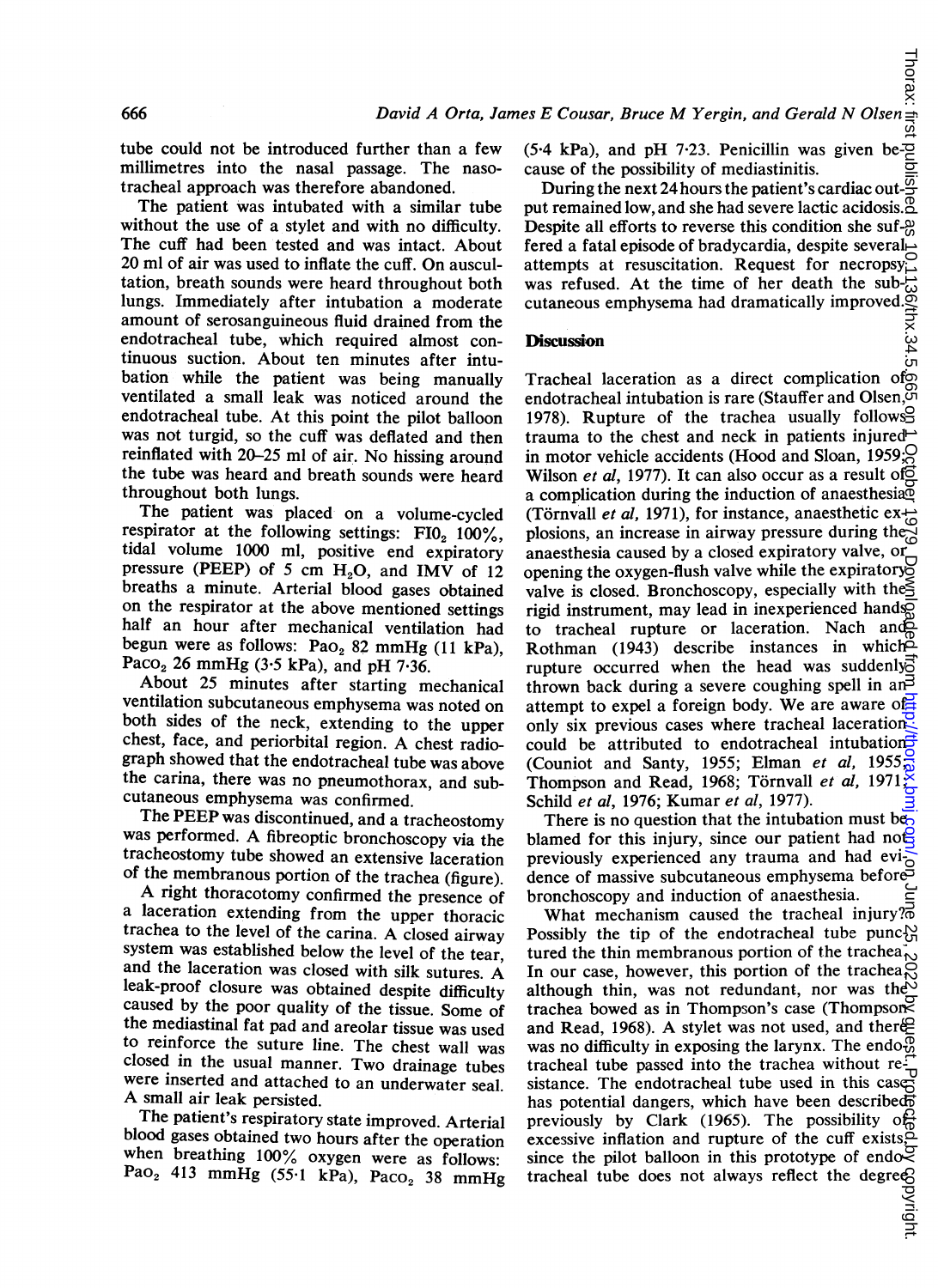tube could not be introduced further than a few millimetres into the nasal passage. The nasotracheal approach was therefore abandoned.

The patient was intubated with a similar tube without the use of a stylet and with no difficulty. The cuff had been tested and was intact. About 20 ml of air was used to inflate the cuff. On auscultation, breath sounds were heard throughout both lungs. Immediately after intubation a moderate amount of serosanguineous fluid drained from the endotracheal tube, which required almost continuous suction. About ten minutes after intubation while the patient was being manually ventilated a small leak was noticed around the endotracheal tube. At this point the pilot balloon was not turgid, so the cuff was deflated and then reinflated with 20–25 ml of air. No hissing around the tube was heard and breath sounds were heard throughout both lungs.

The patient was placed on a volume-cycled respirator at the following settings: $FIO_2$ 100%, tidal volume 1000 ml, positive end expiratory pressure (PEEP) of 5 cm $H_2O$, and IMV of 12 breaths a minute. Arterial blood gases obtained on the respirator at the above mentioned settings half an hour after mechanical ventilation had begun were as follows: $Pao_2$ 82 mmHg (11 kPa), $Paco_2$ 26 mmHg (3·5 kPa), and pH 7·36.

About 25 minutes after starting mechanical ventilation subcutaneous emphysema was noted on both sides of the neck, extending to the upper chest, face, and periorbital region. A chest radiograph showed that the endotracheal tube was above the carina, there was no pneumothorax, and subcutaneous emphysema was confirmed.

The PEEP was discontinued, and a tracheostomy was performed. A fibreoptic bronchoscopy via the tracheostomy tube showed an extensive laceration of the membranous portion of the trachea (figure).

A right thoracotomy confirmed the presence of a laceration extending from the upper thoracic trachea to the level of the carina. A closed airway system was established below the level of the tear, and the laceration was closed with silk sutures. A leak-proof closure was obtained despite difficulty caused by the poor quality of the tissue. Some of the mediastinal fat pad and areolar tissue was used to reinforce the suture line. The chest wall was closed in the usual manner. Two drainage tubes were inserted and attached to an underwater seal. A small air leak persisted.

The patient's respiratory state improved. Arterial blood gases obtained two hours after the operation when breathing 100% oxygen were as follows: $Pao_2$ 413 mmHg (55·1 kPa), $Paco_2$ 38 mmHg (5·4 kPa), and pH 7·23. Penicillin was given because of the possibility of mediastinitis.

During the next 24 hours the patient's cardiac output remained low, and she had severe lactic acidosis. Despite all efforts to reverse this condition she suffered a fatal episode of bradycardia, despite several attempts at resuscitation. Request for necropsy was refused. At the time of her death the subcutaneous emphysema had dramatically improved.

## Discussion

Tracheal laceration as a direct complication of endotracheal intubation is rare (Stauffer and Olsen, 1978). Rupture of the trachea usually follows trauma to the chest and neck in patients injured in motor vehicle accidents (Hood and Sloan, 1959; Wilson *et al*, 1977). It can also occur as a result of a complication during the induction of anaesthesia (Törnvall *et al*, 1971), for instance, anaesthetic explosions, an increase in airway pressure during the anaesthesia caused by a closed expiratory valve, or opening the oxygen-flush valve while the expiratory valve is closed. Bronchoscopy, especially with the rigid instrument, may lead in inexperienced hands to tracheal rupture or laceration. Nach and Rothman (1943) describe instances in which rupture occurred when the head was suddenly thrown back during a severe coughing spell in an attempt to expel a foreign body. We are aware of only six previous cases where tracheal laceration could be attributed to endotracheal intubation (Couniot and Santy, 1955; Elman *et al*, 1955; Thompson and Read, 1968; Törnvall *et al*, 1971; Schild *et al*, 1976; Kumar *et al*, 1977).

There is no question that the intubation must be blamed for this injury, since our patient had not previously experienced any trauma and had evidence of massive subcutaneous emphysema before bronchoscopy and induction of anaesthesia.

What mechanism caused the tracheal injury? Possibly the tip of the endotracheal tube punctured the thin membranous portion of the trachea. In our case, however, this portion of the trachea, although thin, was not redundant, nor was the trachea bowed as in Thompson's case (Thompson and Read, 1968). A stylet was not used, and there was no difficulty in exposing the larynx. The endotracheal tube passed into the trachea without resistance. The endotracheal tube used in this case has potential dangers, which have been described previously by Clark (1965). The possibility of excessive inflation and rupture of the cuff exists, since the pilot balloon in this prototype of endotracheal tube does not always reflect the degree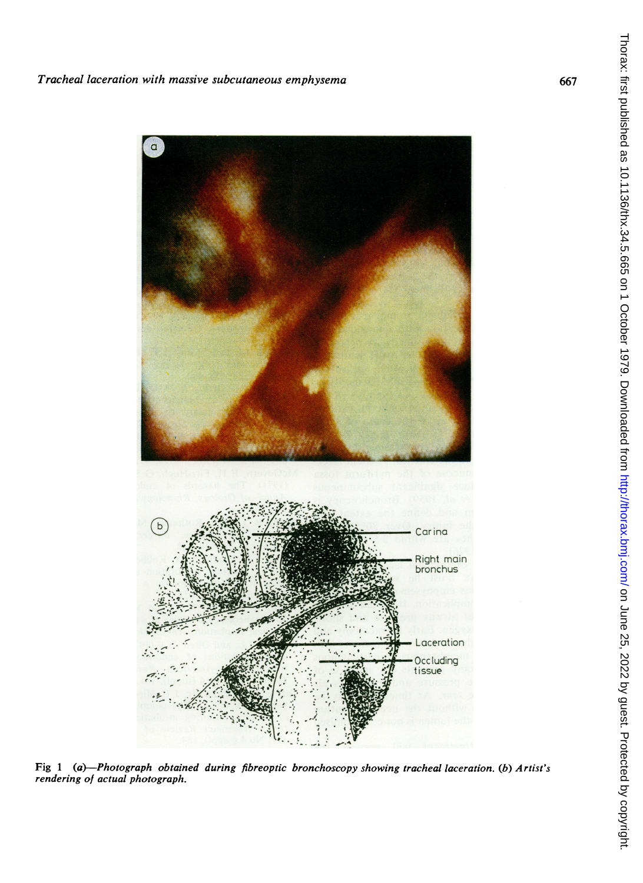Fig 1 *(a)—Photograph obtained during fibreoptic bronchoscopy showing tracheal laceration. (b) Artist's rendering of actual photograph.*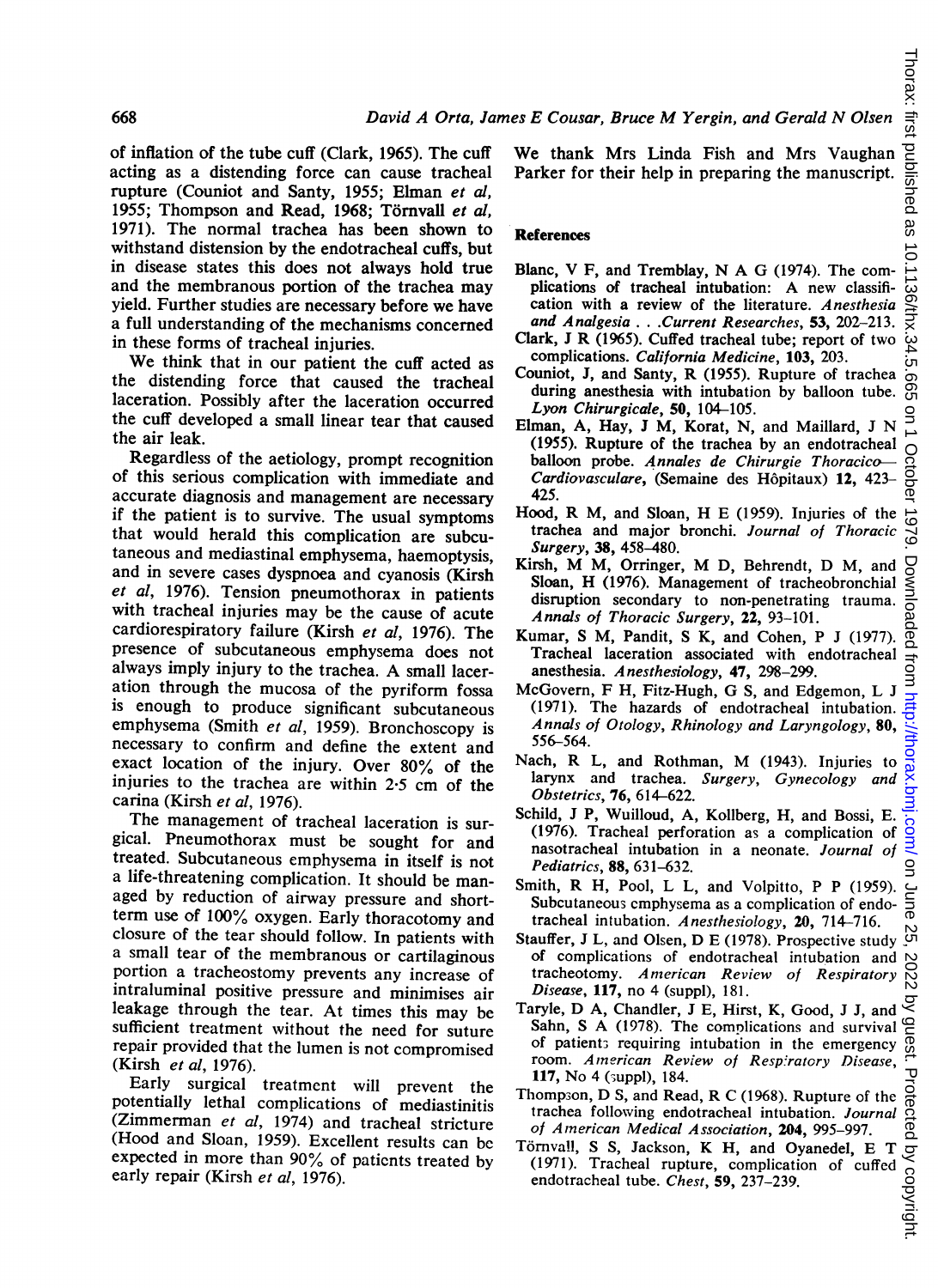of inflation of the tube cuff (Clark, 1965). The cuff acting as a distending force can cause tracheal rupture (Couniot and Santy, 1955; Elman *et al*, 1955; Thompson and Read, 1968; Törnvall *et al*, 1971). The normal trachea has been shown to withstand distension by the endotracheal cuffs, but in disease states this does not always hold true and the membranous portion of the trachea may yield. Further studies are necessary before we have a full understanding of the mechanisms concerned in these forms of tracheal injuries.

We think that in our patient the cuff acted as the distending force that caused the tracheal laceration. Possibly after the laceration occurred the cuff developed a small linear tear that caused the air leak.

Regardless of the aetiology, prompt recognition of this serious complication with immediate and accurate diagnosis and management are necessary if the patient is to survive. The usual symptoms that would herald this complication are subcutaneous and mediastinal emphysema, haemoptysis, and in severe cases dyspnoea and cyanosis (Kirsh *et al*, 1976). Tension pneumothorax in patients with tracheal injuries may be the cause of acute cardiorespiratory failure (Kirsh *et al*, 1976). The presence of subcutaneous emphysema does not always imply injury to the trachea. A small laceration through the mucosa of the pyriform fossa is enough to produce significant subcutaneous emphysema (Smith *et al*, 1959). Bronchoscopy is necessary to confirm and define the extent and exact location of the injury. Over 80% of the injuries to the trachea are within 2·5 cm of the carina (Kirsh *et al*, 1976).

The management of tracheal laceration is surgical. Pneumothorax must be sought for and treated. Subcutaneous emphysema in itself is not a life-threatening complication. It should be managed by reduction of airway pressure and short-term use of 100% oxygen. Early thoracotomy and closure of the tear should follow. In patients with a small tear of the membranous or cartilaginous portion a tracheostomy prevents any increase of intraluminal positive pressure and minimises air leakage through the tear. At times this may be sufficient treatment without the need for suture repair provided that the lumen is not compromised (Kirsh *et al*, 1976).

Early surgical treatment will prevent the potentially lethal complications of mediastinitis (Zimmerman *et al*, 1974) and tracheal stricture (Hood and Sloan, 1959). Excellent results can be expected in more than 90% of patients treated by early repair (Kirsh *et al*, 1976).

We thank Mrs Linda Fish and Mrs Vaughan Parker for their help in preparing the manuscript.

## References

Blanc, V F, and Tremblay, N A G (1974). The complications of tracheal intubation: A new classification with a review of the literature. *Anesthesia and Analgesia . . .Current Researches*, **53**, 202–213.

Clark, J R (1965). Cuffed tracheal tube; report of two complications. *California Medicine*, **103**, 203.

Couniot, J, and Santy, R (1955). Rupture of trachea during anesthesia with intubation by balloon tube. *Lyon Chirurgicale*, **50**, 104–105.

Elman, A, Hay, J M, Korat, N, and Maillard, J N (1955). Rupture of the trachea by an endotracheal balloon probe. *Annales de Chirurgie Thoracico—Cardiovasculare*, (Semaine des Hôpitaux) **12**, 423–425.

Hood, R M, and Sloan, H E (1959). Injuries of the trachea and major bronchi. *Journal of Thoracic Surgery*, **38**, 458–480.

Kirsh, M M, Orringer, M D, Behrendt, D M, and Sloan, H (1976). Management of tracheobronchial disruption secondary to non-penetrating trauma. *Annals of Thoracic Surgery*, **22**, 93–101.

Kumar, S M, Pandit, S K, and Cohen, P J (1977). Tracheal laceration associated with endotracheal anesthesia. *Anesthesiology*, **47**, 298–299.

McGovern, F H, Fitz-Hugh, G S, and Edgemon, L J (1971). The hazards of endotracheal intubation. *Annals of Otology, Rhinology and Laryngology*, **80**, 556–564.

Nach, R L, and Rothman, M (1943). Injuries to larynx and trachea. *Surgery, Gynecology and Obstetrics*, **76**, 614–622.

Schild, J P, Wuilloud, A, Kollberg, H, and Bossi, E. (1976). Tracheal perforation as a complication of nasotracheal intubation in a neonate. *Journal of Pediatrics*, **88**, 631–632.

Smith, R H, Pool, L L, and Volpitto, P P (1959). Subcutaneous emphysema as a complication of endotracheal intubation. *Anesthesiology*, **20**, 714–716.

Stauffer, J L, and Olsen, D E (1978). Prospective study of complications of endotracheal intubation and tracheotomy. *American Review of Respiratory Disease*, **117**, no 4 (suppl), 181.

Taryle, D A, Chandler, J E, Hirst, K, Good, J J, and Sahn, S A (1978). The complications and survival of patients requiring intubation in the emergency room. *American Review of Respiratory Disease*, **117**, No 4 (suppl), 184.

Thompson, D S, and Read, R C (1968). Rupture of the trachea following endotracheal intubation. *Journal of American Medical Association*, **204**, 995–997.

Törnvall, S S, Jackson, K H, and Oyanedel, E T (1971). Tracheal rupture, complication of cuffed endotracheal tube. *Chest*, **59**, 237–239.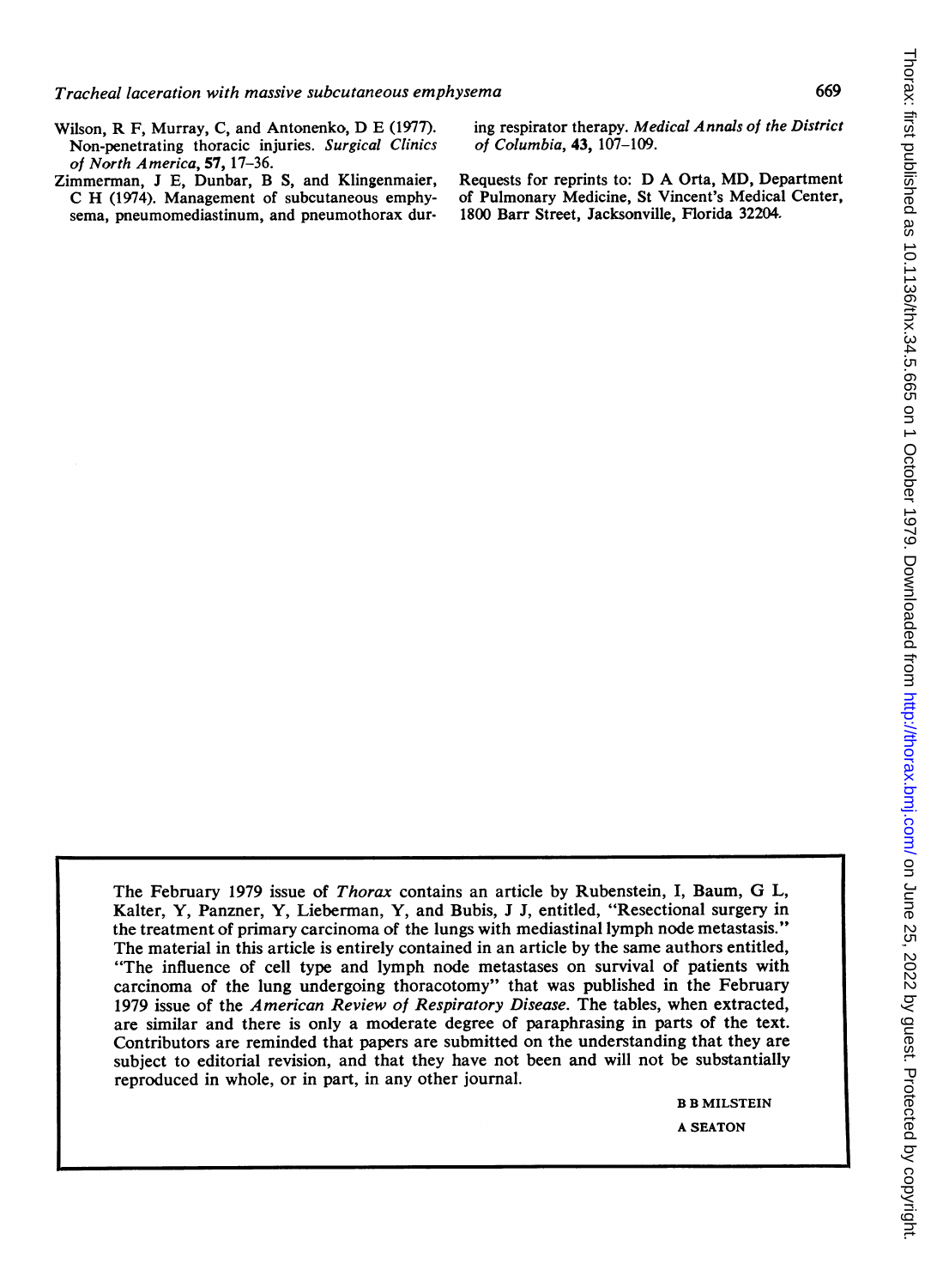Wilson, R F, Murray, C, and Antonenko, D E (1977). Non-penetrating thoracic injuries. *Surgical Clinics of North America*, **57**, 17–36.

Zimmerman, J E, Dunbar, B S, and Klingenmaier, C H (1974). Management of subcutaneous emphysema, pneumomediastinum, and pneumothorax during respirator therapy. *Medical Annals of the District of Columbia*, **43**, 107–109.

Requests for reprints to: D A Orta, MD, Department of Pulmonary Medicine, St Vincent's Medical Center, 1800 Barr Street, Jacksonville, Florida 32204.

---

The February 1979 issue of *Thorax* contains an article by Rubenstein, I, Baum, G L, Kalter, Y, Panzner, Y, Lieberman, Y, and Bubis, J J, entitled, "Resectional surgery in the treatment of primary carcinoma of the lungs with mediastinal lymph node metastasis." The material in this article is entirely contained in an article by the same authors entitled, "The influence of cell type and lymph node metastases on survival of patients with carcinoma of the lung undergoing thoracotomy" that was published in the February 1979 issue of the *American Review of Respiratory Disease*. The tables, when extracted, are similar and there is only a moderate degree of paraphrasing in parts of the text. Contributors are reminded that papers are submitted on the understanding that they are subject to editorial revision, and that they have not been and will not be substantially reproduced in whole, or in part, in any other journal.

B B MILSTEIN

A SEATON